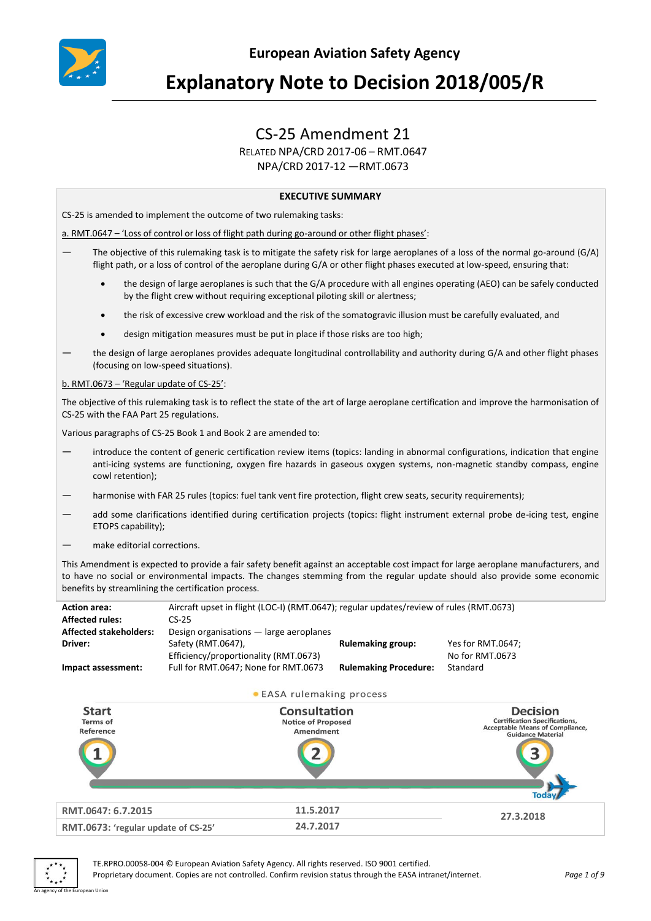# European Aviation Safety Agency

# Explanatory Note to Decision 2018/005/R

## CS-25 Amendment 21

RELATED NPA/CRD 2017-06 – RMT.0647
NPA/CRD 2017-12 —RMT.0673

### EXECUTIVE SUMMARY

CS-25 is amended to implement the outcome of two rulemaking tasks:

a. RMT.0647 – 'Loss of control or loss of flight path during go-around or other flight phases':

— The objective of this rulemaking task is to mitigate the safety risk for large aeroplanes of a loss of the normal go-around (G/A) flight path, or a loss of control of the aeroplane during G/A or other flight phases executed at low-speed, ensuring that:

- the design of large aeroplanes is such that the G/A procedure with all engines operating (AEO) can be safely conducted by the flight crew without requiring exceptional piloting skill or alertness;
- the risk of excessive crew workload and the risk of the somatogravic illusion must be carefully evaluated, and
- design mitigation measures must be put in place if those risks are too high;

— the design of large aeroplanes provides adequate longitudinal controllability and authority during G/A and other flight phases (focusing on low-speed situations).

b. RMT.0673 – 'Regular update of CS-25':

The objective of this rulemaking task is to reflect the state of the art of large aeroplane certification and improve the harmonisation of CS-25 with the FAA Part 25 regulations.

Various paragraphs of CS-25 Book 1 and Book 2 are amended to:

— introduce the content of generic certification review items (topics: landing in abnormal configurations, indication that engine anti-icing systems are functioning, oxygen fire hazards in gaseous oxygen systems, non-magnetic standby compass, engine cowl retention);

— harmonise with FAR 25 rules (topics: fuel tank vent fire protection, flight crew seats, security requirements);

— add some clarifications identified during certification projects (topics: flight instrument external probe de-icing test, engine ETOPS capability);

— make editorial corrections.

This Amendment is expected to provide a fair safety benefit against an acceptable cost impact for large aeroplane manufacturers, and to have no social or environmental impacts. The changes stemming from the regular update should also provide some economic benefits by streamlining the certification process.

| | | | |
|---|---|---|---|
| **Action area:** | Aircraft upset in flight (LOC-I) (RMT.0647); regular updates/review of rules (RMT.0673) | | |
| **Affected rules:** | CS-25 | | |
| **Affected stakeholders:** | Design organisations — large aeroplanes | | |
| **Driver:** | Safety (RMT.0647), Efficiency/proportionality (RMT.0673) | **Rulemaking group:** | Yes for RMT.0647; No for RMT.0673 |
| **Impact assessment:** | Full for RMT.0647; None for RMT.0673 | **Rulemaking Procedure:** | Standard |

EASA rulemaking process

| Start (Terms of Reference) | Consultation (Notice of Proposed Amendment) | Decision (Certification Specifications, Acceptable Means of Compliance, Guidance Material) |
|---|---|---|
| RMT.0647: 6.7.2015 | 11.5.2017 | 27.3.2018 |
| RMT.0673: 'regular update of CS-25' | 24.7.2017 | |

TE.RPRO.00058-004 © European Aviation Safety Agency. All rights reserved. ISO 9001 certified.
Proprietary document. Copies are not controlled. Confirm revision status through the EASA intranet/internet.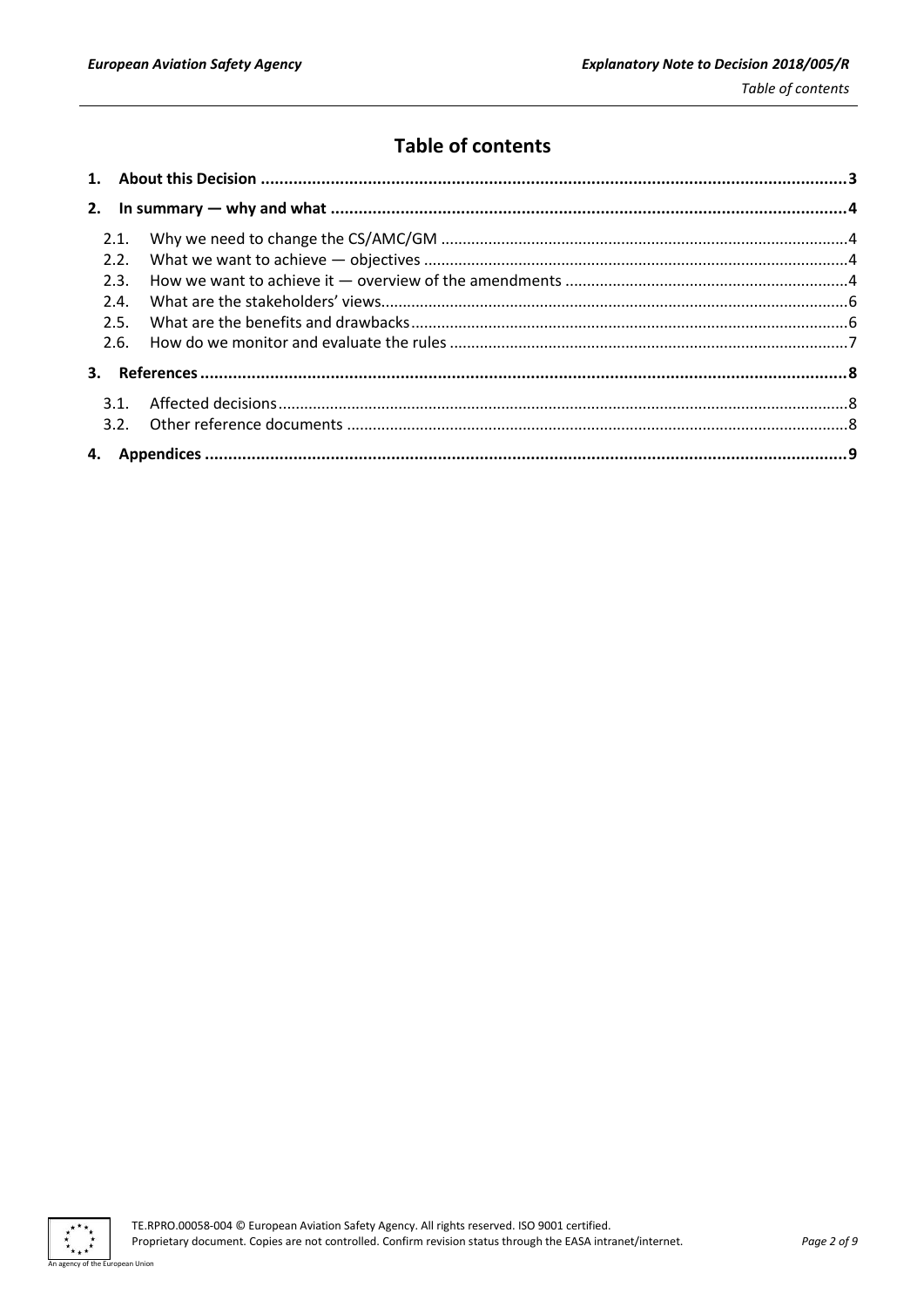# Table of contents

1. **About this Decision** .......... 3
2. **In summary — why and what** .......... 4
   - 2.1. Why we need to change the CS/AMC/GM .......... 4
   - 2.2. What we want to achieve — objectives .......... 4
   - 2.3. How we want to achieve it — overview of the amendments .......... 4
   - 2.4. What are the stakeholders' views .......... 6
   - 2.5. What are the benefits and drawbacks .......... 6
   - 2.6. How do we monitor and evaluate the rules .......... 7
3. **References** .......... 8
   - 3.1. Affected decisions .......... 8
   - 3.2. Other reference documents .......... 8
4. **Appendices** .......... 9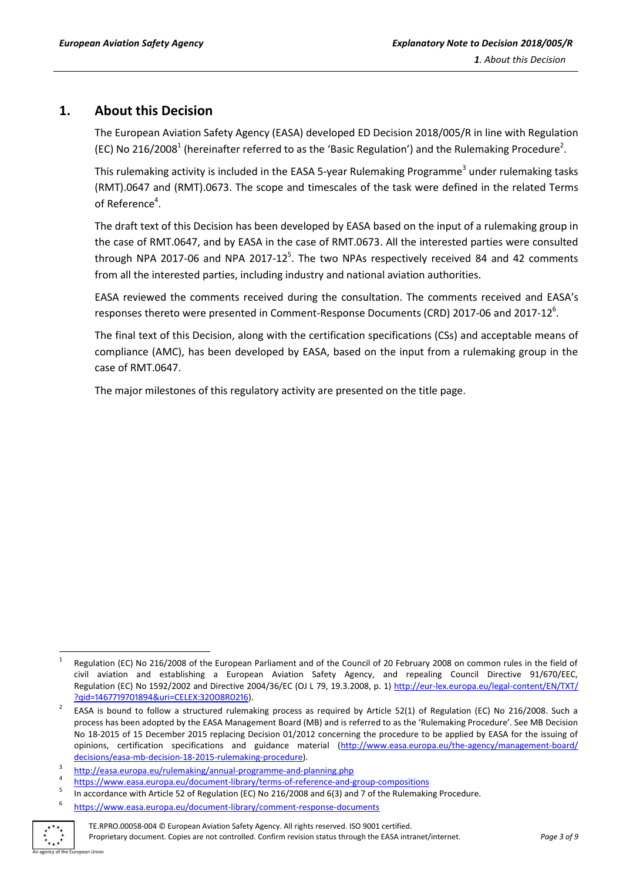# 1. About this Decision

The European Aviation Safety Agency (EASA) developed ED Decision 2018/005/R in line with Regulation (EC) No 216/2008[1] (hereinafter referred to as the 'Basic Regulation') and the Rulemaking Procedure[2].

This rulemaking activity is included in the EASA 5-year Rulemaking Programme[3] under rulemaking tasks (RMT).0647 and (RMT).0673. The scope and timescales of the task were defined in the related Terms of Reference[4].

The draft text of this Decision has been developed by EASA based on the input of a rulemaking group in the case of RMT.0647, and by EASA in the case of RMT.0673. All the interested parties were consulted through NPA 2017-06 and NPA 2017-12[5]. The two NPAs respectively received 84 and 42 comments from all the interested parties, including industry and national aviation authorities.

EASA reviewed the comments received during the consultation. The comments received and EASA's responses thereto were presented in Comment-Response Documents (CRD) 2017-06 and 2017-12[6].

The final text of this Decision, along with the certification specifications (CSs) and acceptable means of compliance (AMC), has been developed by EASA, based on the input from a rulemaking group in the case of RMT.0647.

The major milestones of this regulatory activity are presented on the title page.

---

[1] Regulation (EC) No 216/2008 of the European Parliament and of the Council of 20 February 2008 on common rules in the field of civil aviation and establishing a European Aviation Safety Agency, and repealing Council Directive 91/670/EEC, Regulation (EC) No 1592/2002 and Directive 2004/36/EC (OJ L 79, 19.3.2008, p. 1) (http://eur-lex.europa.eu/legal-content/EN/TXT/?qid=1467719701894&uri=CELEX:32008R0216).

[2] EASA is bound to follow a structured rulemaking process as required by Article 52(1) of Regulation (EC) No 216/2008. Such a process has been adopted by the EASA Management Board (MB) and is referred to as the 'Rulemaking Procedure'. See MB Decision No 18-2015 of 15 December 2015 replacing Decision 01/2012 concerning the procedure to be applied by EASA for the issuing of opinions, certification specifications and guidance material (http://www.easa.europa.eu/the-agency/management-board/decisions/easa-mb-decision-18-2015-rulemaking-procedure).

[3] http://easa.europa.eu/rulemaking/annual-programme-and-planning.php

[4] https://www.easa.europa.eu/document-library/terms-of-reference-and-group-compositions

[5] In accordance with Article 52 of Regulation (EC) No 216/2008 and 6(3) and 7 of the Rulemaking Procedure.

[6] https://www.easa.europa.eu/document-library/comment-response-documents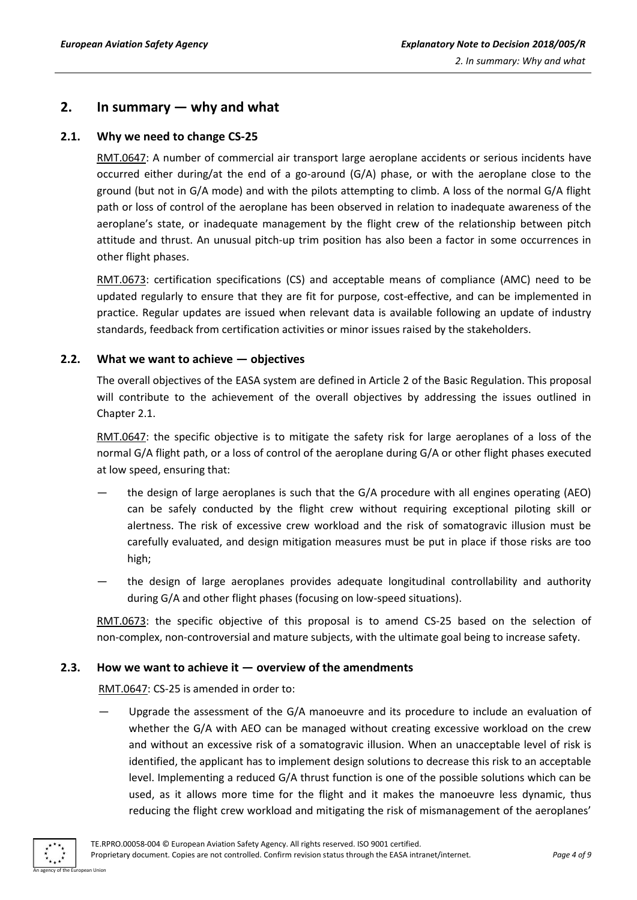## 2. In summary — why and what

### 2.1. Why we need to change CS-25

RMT.0647: A number of commercial air transport large aeroplane accidents or serious incidents have occurred either during/at the end of a go-around (G/A) phase, or with the aeroplane close to the ground (but not in G/A mode) and with the pilots attempting to climb. A loss of the normal G/A flight path or loss of control of the aeroplane has been observed in relation to inadequate awareness of the aeroplane's state, or inadequate management by the flight crew of the relationship between pitch attitude and thrust. An unusual pitch-up trim position has also been a factor in some occurrences in other flight phases.

RMT.0673: certification specifications (CS) and acceptable means of compliance (AMC) need to be updated regularly to ensure that they are fit for purpose, cost-effective, and can be implemented in practice. Regular updates are issued when relevant data is available following an update of industry standards, feedback from certification activities or minor issues raised by the stakeholders.

### 2.2. What we want to achieve — objectives

The overall objectives of the EASA system are defined in Article 2 of the Basic Regulation. This proposal will contribute to the achievement of the overall objectives by addressing the issues outlined in Chapter 2.1.

RMT.0647: the specific objective is to mitigate the safety risk for large aeroplanes of a loss of the normal G/A flight path, or a loss of control of the aeroplane during G/A or other flight phases executed at low speed, ensuring that:

— the design of large aeroplanes is such that the G/A procedure with all engines operating (AEO) can be safely conducted by the flight crew without requiring exceptional piloting skill or alertness. The risk of excessive crew workload and the risk of somatogravic illusion must be carefully evaluated, and design mitigation measures must be put in place if those risks are too high;

— the design of large aeroplanes provides adequate longitudinal controllability and authority during G/A and other flight phases (focusing on low-speed situations).

RMT.0673: the specific objective of this proposal is to amend CS-25 based on the selection of non-complex, non-controversial and mature subjects, with the ultimate goal being to increase safety.

### 2.3. How we want to achieve it — overview of the amendments

RMT.0647: CS-25 is amended in order to:

— Upgrade the assessment of the G/A manoeuvre and its procedure to include an evaluation of whether the G/A with AEO can be managed without creating excessive workload on the crew and without an excessive risk of a somatogravic illusion. When an unacceptable level of risk is identified, the applicant has to implement design solutions to decrease this risk to an acceptable level. Implementing a reduced G/A thrust function is one of the possible solutions which can be used, as it allows more time for the flight and it makes the manoeuvre less dynamic, thus reducing the flight crew workload and mitigating the risk of mismanagement of the aeroplanes'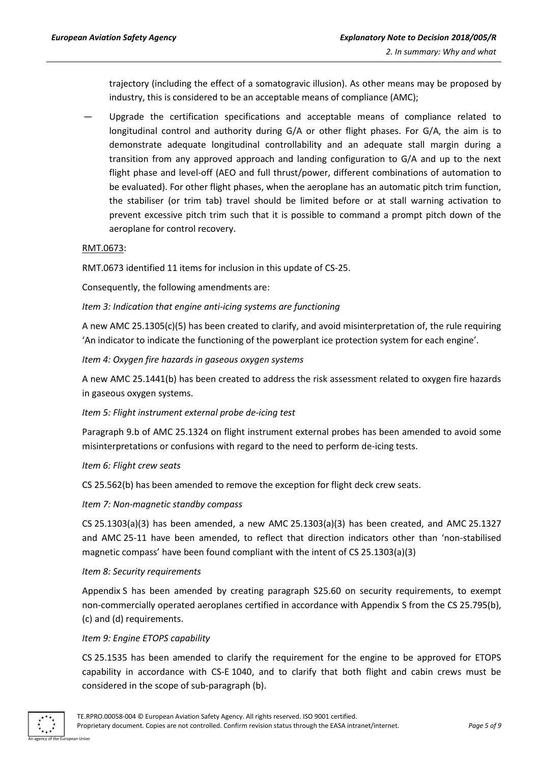trajectory (including the effect of a somatogravic illusion). As other means may be proposed by industry, this is considered to be an acceptable means of compliance (AMC);

— Upgrade the certification specifications and acceptable means of compliance related to longitudinal control and authority during G/A or other flight phases. For G/A, the aim is to demonstrate adequate longitudinal controllability and an adequate stall margin during a transition from any approved approach and landing configuration to G/A and up to the next flight phase and level-off (AEO and full thrust/power, different combinations of automation to be evaluated). For other flight phases, when the aeroplane has an automatic pitch trim function, the stabiliser (or trim tab) travel should be limited before or at stall warning activation to prevent excessive pitch trim such that it is possible to command a prompt pitch down of the aeroplane for control recovery.

RMT.0673:

RMT.0673 identified 11 items for inclusion in this update of CS-25.

Consequently, the following amendments are:

*Item 3: Indication that engine anti-icing systems are functioning*

A new AMC 25.1305(c)(5) has been created to clarify, and avoid misinterpretation of, the rule requiring 'An indicator to indicate the functioning of the powerplant ice protection system for each engine'.

*Item 4: Oxygen fire hazards in gaseous oxygen systems*

A new AMC 25.1441(b) has been created to address the risk assessment related to oxygen fire hazards in gaseous oxygen systems.

*Item 5: Flight instrument external probe de-icing test*

Paragraph 9.b of AMC 25.1324 on flight instrument external probes has been amended to avoid some misinterpretations or confusions with regard to the need to perform de-icing tests.

*Item 6: Flight crew seats*

CS 25.562(b) has been amended to remove the exception for flight deck crew seats.

*Item 7: Non-magnetic standby compass*

CS 25.1303(a)(3) has been amended, a new AMC 25.1303(a)(3) has been created, and AMC 25.1327 and AMC 25-11 have been amended, to reflect that direction indicators other than 'non-stabilised magnetic compass' have been found compliant with the intent of CS 25.1303(a)(3)

*Item 8: Security requirements*

Appendix S has been amended by creating paragraph S25.60 on security requirements, to exempt non-commercially operated aeroplanes certified in accordance with Appendix S from the CS 25.795(b), (c) and (d) requirements.

*Item 9: Engine ETOPS capability*

CS 25.1535 has been amended to clarify the requirement for the engine to be approved for ETOPS capability in accordance with CS-E 1040, and to clarify that both flight and cabin crews must be considered in the scope of sub-paragraph (b).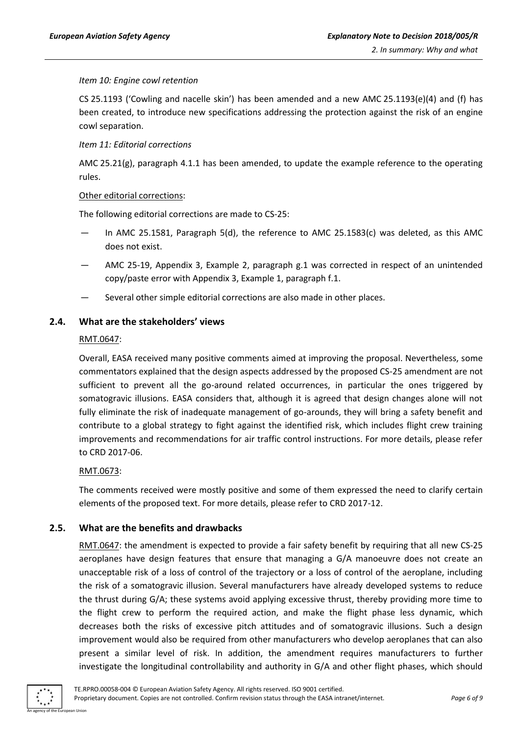*Item 10: Engine cowl retention*

CS 25.1193 ('Cowling and nacelle skin') has been amended and a new AMC 25.1193(e)(4) and (f) has been created, to introduce new specifications addressing the protection against the risk of an engine cowl separation.

*Item 11: Editorial corrections*

AMC 25.21(g), paragraph 4.1.1 has been amended, to update the example reference to the operating rules.

Other editorial corrections:

The following editorial corrections are made to CS-25:

— In AMC 25.1581, Paragraph 5(d), the reference to AMC 25.1583(c) was deleted, as this AMC does not exist.

— AMC 25-19, Appendix 3, Example 2, paragraph g.1 was corrected in respect of an unintended copy/paste error with Appendix 3, Example 1, paragraph f.1.

— Several other simple editorial corrections are also made in other places.

## 2.4. What are the stakeholders' views

RMT.0647:

Overall, EASA received many positive comments aimed at improving the proposal. Nevertheless, some commentators explained that the design aspects addressed by the proposed CS-25 amendment are not sufficient to prevent all the go-around related occurrences, in particular the ones triggered by somatogravic illusions. EASA considers that, although it is agreed that design changes alone will not fully eliminate the risk of inadequate management of go-arounds, they will bring a safety benefit and contribute to a global strategy to fight against the identified risk, which includes flight crew training improvements and recommendations for air traffic control instructions. For more details, please refer to CRD 2017-06.

RMT.0673:

The comments received were mostly positive and some of them expressed the need to clarify certain elements of the proposed text. For more details, please refer to CRD 2017-12.

## 2.5. What are the benefits and drawbacks

RMT.0647: the amendment is expected to provide a fair safety benefit by requiring that all new CS-25 aeroplanes have design features that ensure that managing a G/A manoeuvre does not create an unacceptable risk of a loss of control of the trajectory or a loss of control of the aeroplane, including the risk of a somatogravic illusion. Several manufacturers have already developed systems to reduce the thrust during G/A; these systems avoid applying excessive thrust, thereby providing more time to the flight crew to perform the required action, and make the flight phase less dynamic, which decreases both the risks of excessive pitch attitudes and of somatogravic illusions. Such a design improvement would also be required from other manufacturers who develop aeroplanes that can also present a similar level of risk. In addition, the amendment requires manufacturers to further investigate the longitudinal controllability and authority in G/A and other flight phases, which should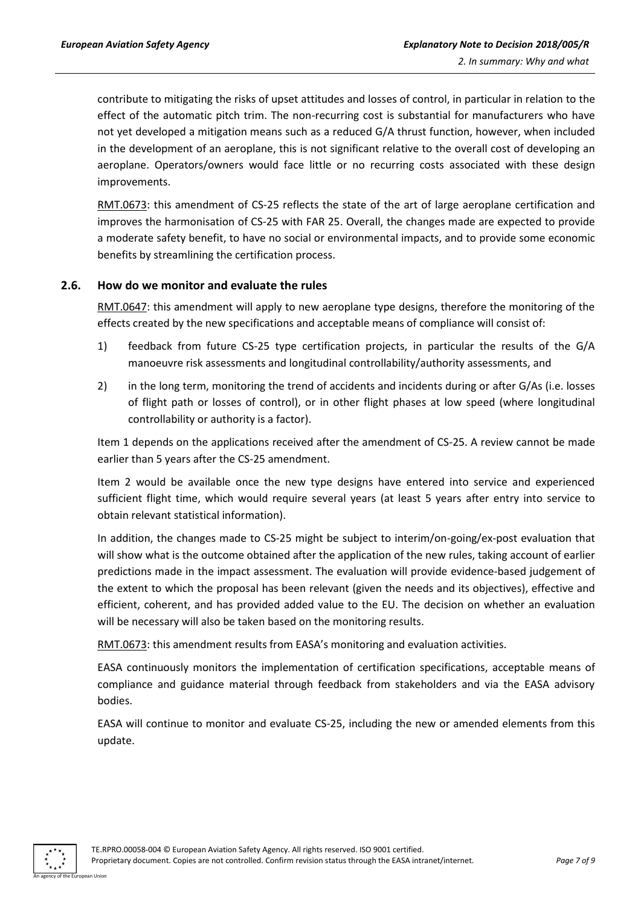contribute to mitigating the risks of upset attitudes and losses of control, in particular in relation to the effect of the automatic pitch trim. The non-recurring cost is substantial for manufacturers who have not yet developed a mitigation means such as a reduced G/A thrust function, however, when included in the development of an aeroplane, this is not significant relative to the overall cost of developing an aeroplane. Operators/owners would face little or no recurring costs associated with these design improvements.

RMT.0673: this amendment of CS-25 reflects the state of the art of large aeroplane certification and improves the harmonisation of CS-25 with FAR 25. Overall, the changes made are expected to provide a moderate safety benefit, to have no social or environmental impacts, and to provide some economic benefits by streamlining the certification process.

### 2.6. How do we monitor and evaluate the rules

RMT.0647: this amendment will apply to new aeroplane type designs, therefore the monitoring of the effects created by the new specifications and acceptable means of compliance will consist of:

1) feedback from future CS-25 type certification projects, in particular the results of the G/A manoeuvre risk assessments and longitudinal controllability/authority assessments, and

2) in the long term, monitoring the trend of accidents and incidents during or after G/As (i.e. losses of flight path or losses of control), or in other flight phases at low speed (where longitudinal controllability or authority is a factor).

Item 1 depends on the applications received after the amendment of CS-25. A review cannot be made earlier than 5 years after the CS-25 amendment.

Item 2 would be available once the new type designs have entered into service and experienced sufficient flight time, which would require several years (at least 5 years after entry into service to obtain relevant statistical information).

In addition, the changes made to CS-25 might be subject to interim/on-going/ex-post evaluation that will show what is the outcome obtained after the application of the new rules, taking account of earlier predictions made in the impact assessment. The evaluation will provide evidence-based judgement of the extent to which the proposal has been relevant (given the needs and its objectives), effective and efficient, coherent, and has provided added value to the EU. The decision on whether an evaluation will be necessary will also be taken based on the monitoring results.

RMT.0673: this amendment results from EASA's monitoring and evaluation activities.

EASA continuously monitors the implementation of certification specifications, acceptable means of compliance and guidance material through feedback from stakeholders and via the EASA advisory bodies.

EASA will continue to monitor and evaluate CS-25, including the new or amended elements from this update.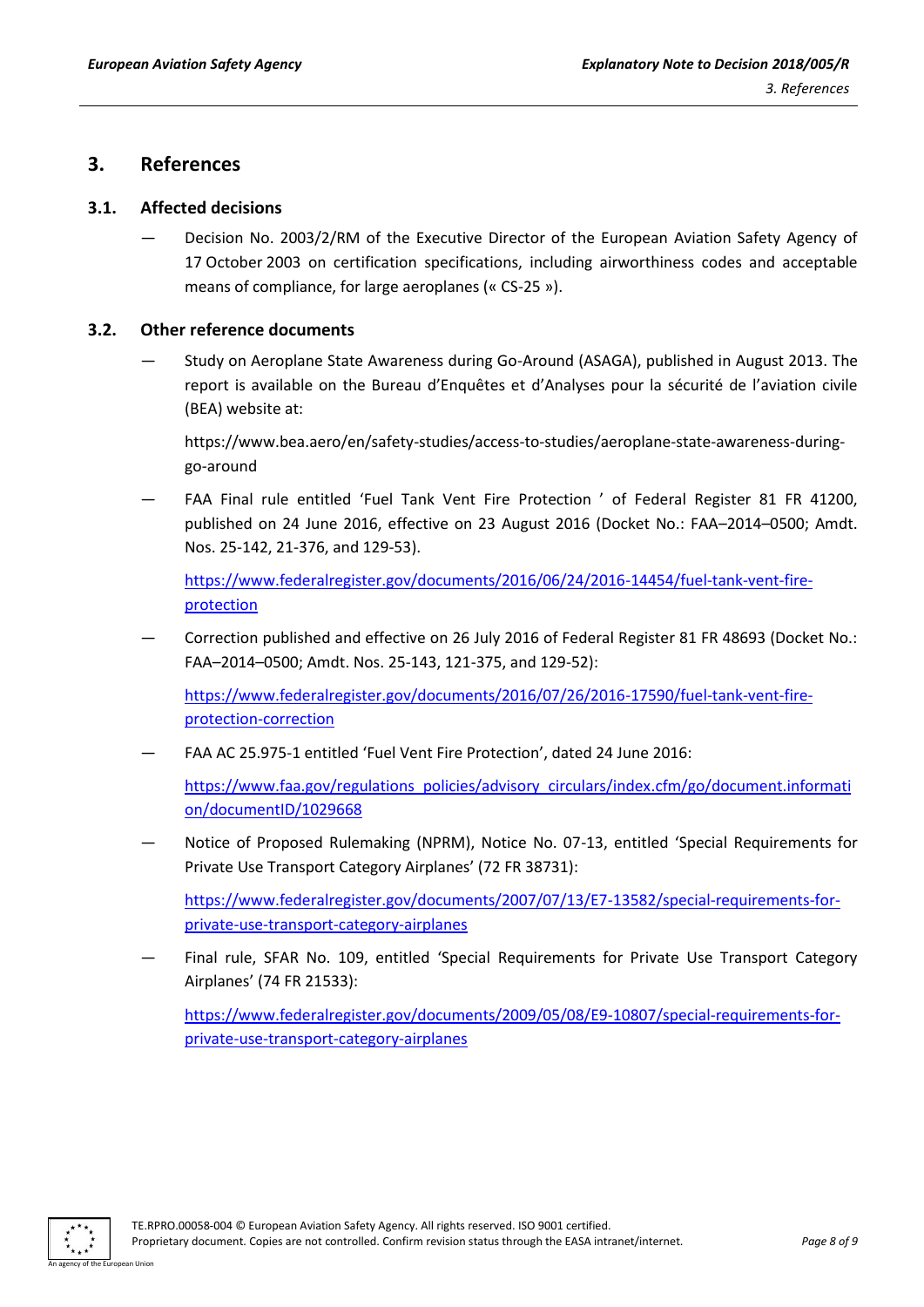# 3. References

## 3.1. Affected decisions

— Decision No. 2003/2/RM of the Executive Director of the European Aviation Safety Agency of 17 October 2003 on certification specifications, including airworthiness codes and acceptable means of compliance, for large aeroplanes (« CS-25 »).

## 3.2. Other reference documents

— Study on Aeroplane State Awareness during Go-Around (ASAGA), published in August 2013. The report is available on the Bureau d'Enquêtes et d'Analyses pour la sécurité de l'aviation civile (BEA) website at:

  https://www.bea.aero/en/safety-studies/access-to-studies/aeroplane-state-awareness-during-go-around

— FAA Final rule entitled 'Fuel Tank Vent Fire Protection ' of Federal Register 81 FR 41200, published on 24 June 2016, effective on 23 August 2016 (Docket No.: FAA–2014–0500; Amdt. Nos. 25-142, 21-376, and 129-53).

  https://www.federalregister.gov/documents/2016/06/24/2016-14454/fuel-tank-vent-fire-protection

— Correction published and effective on 26 July 2016 of Federal Register 81 FR 48693 (Docket No.: FAA–2014–0500; Amdt. Nos. 25-143, 121-375, and 129-52):

  https://www.federalregister.gov/documents/2016/07/26/2016-17590/fuel-tank-vent-fire-protection-correction

— FAA AC 25.975-1 entitled 'Fuel Vent Fire Protection', dated 24 June 2016:

  https://www.faa.gov/regulations_policies/advisory_circulars/index.cfm/go/document.information/documentID/1029668

— Notice of Proposed Rulemaking (NPRM), Notice No. 07-13, entitled 'Special Requirements for Private Use Transport Category Airplanes' (72 FR 38731):

  https://www.federalregister.gov/documents/2007/07/13/E7-13582/special-requirements-for-private-use-transport-category-airplanes

— Final rule, SFAR No. 109, entitled 'Special Requirements for Private Use Transport Category Airplanes' (74 FR 21533):

  https://www.federalregister.gov/documents/2009/05/08/E9-10807/special-requirements-for-private-use-transport-category-airplanes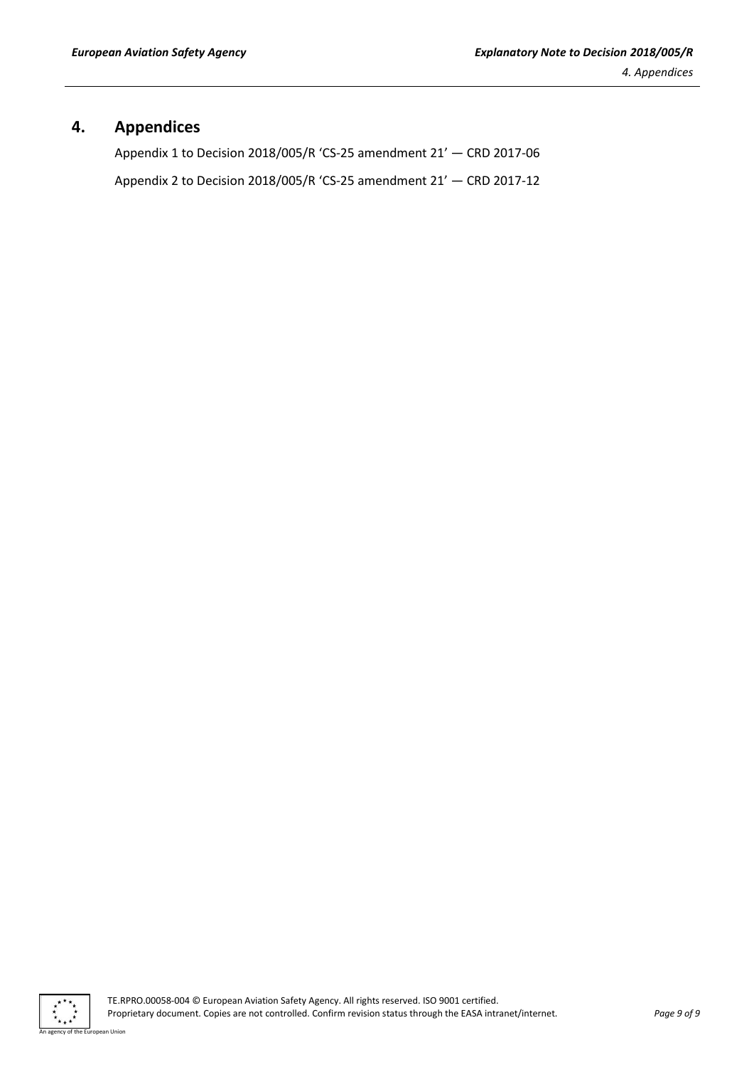## 4. Appendices

Appendix 1 to Decision 2018/005/R ‘CS-25 amendment 21’ — CRD 2017-06

Appendix 2 to Decision 2018/005/R ‘CS-25 amendment 21’ — CRD 2017-12